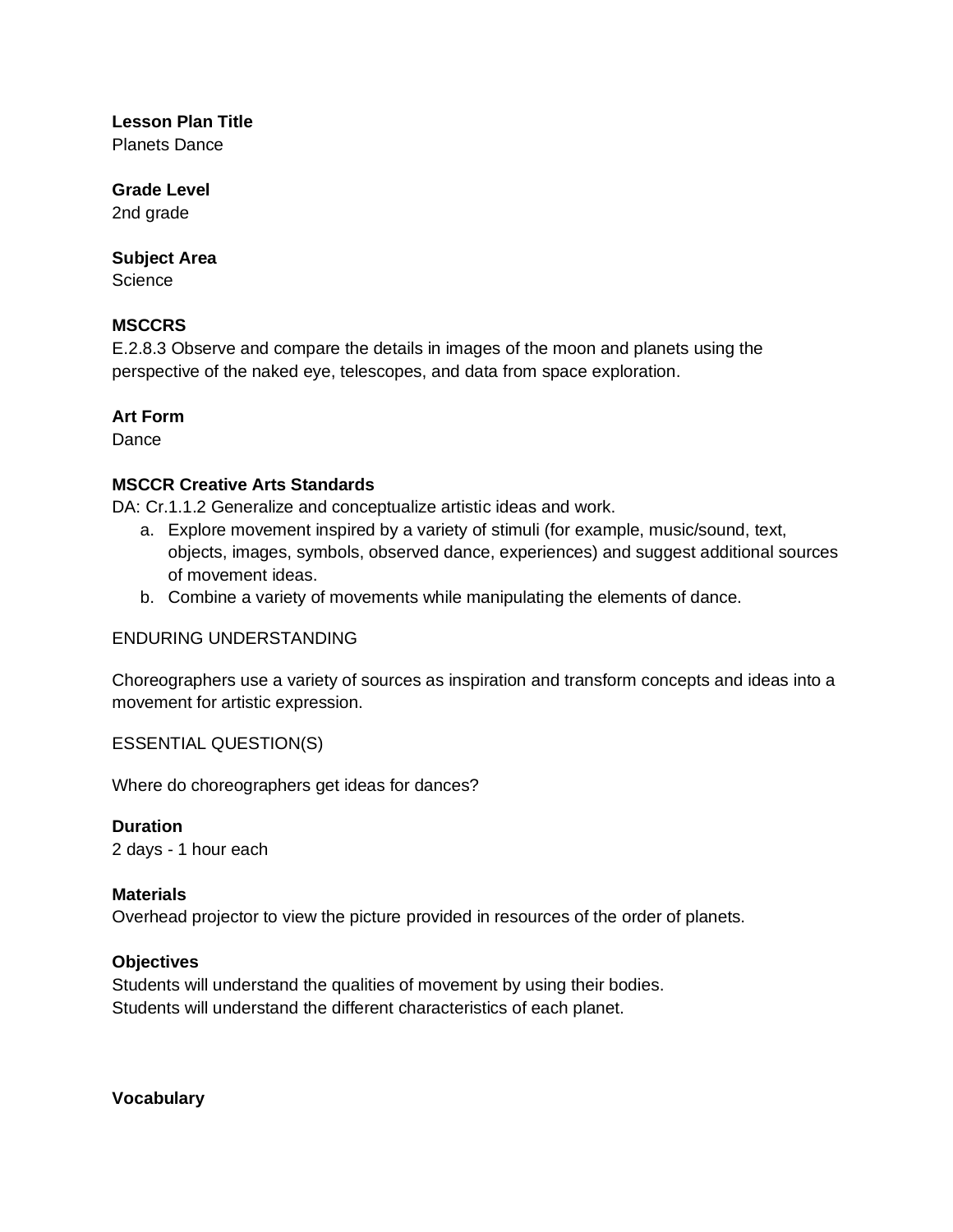**Lesson Plan Title**
Planets Dance

**Grade Level**
2nd grade

**Subject Area**
Science

**MSCCRS**
E.2.8.3 Observe and compare the details in images of the moon and planets using the perspective of the naked eye, telescopes, and data from space exploration.

**Art Form**
Dance

**MSCCR Creative Arts Standards**
DA: Cr.1.1.2 Generalize and conceptualize artistic ideas and work.

a. Explore movement inspired by a variety of stimuli (for example, music/sound, text, objects, images, symbols, observed dance, experiences) and suggest additional sources of movement ideas.
b. Combine a variety of movements while manipulating the elements of dance.

ENDURING UNDERSTANDING

Choreographers use a variety of sources as inspiration and transform concepts and ideas into a movement for artistic expression.

ESSENTIAL QUESTION(S)

Where do choreographers get ideas for dances?

**Duration**
2 days - 1 hour each

**Materials**
Overhead projector to view the picture provided in resources of the order of planets.

**Objectives**
Students will understand the qualities of movement by using their bodies.
Students will understand the different characteristics of each planet.

**Vocabulary**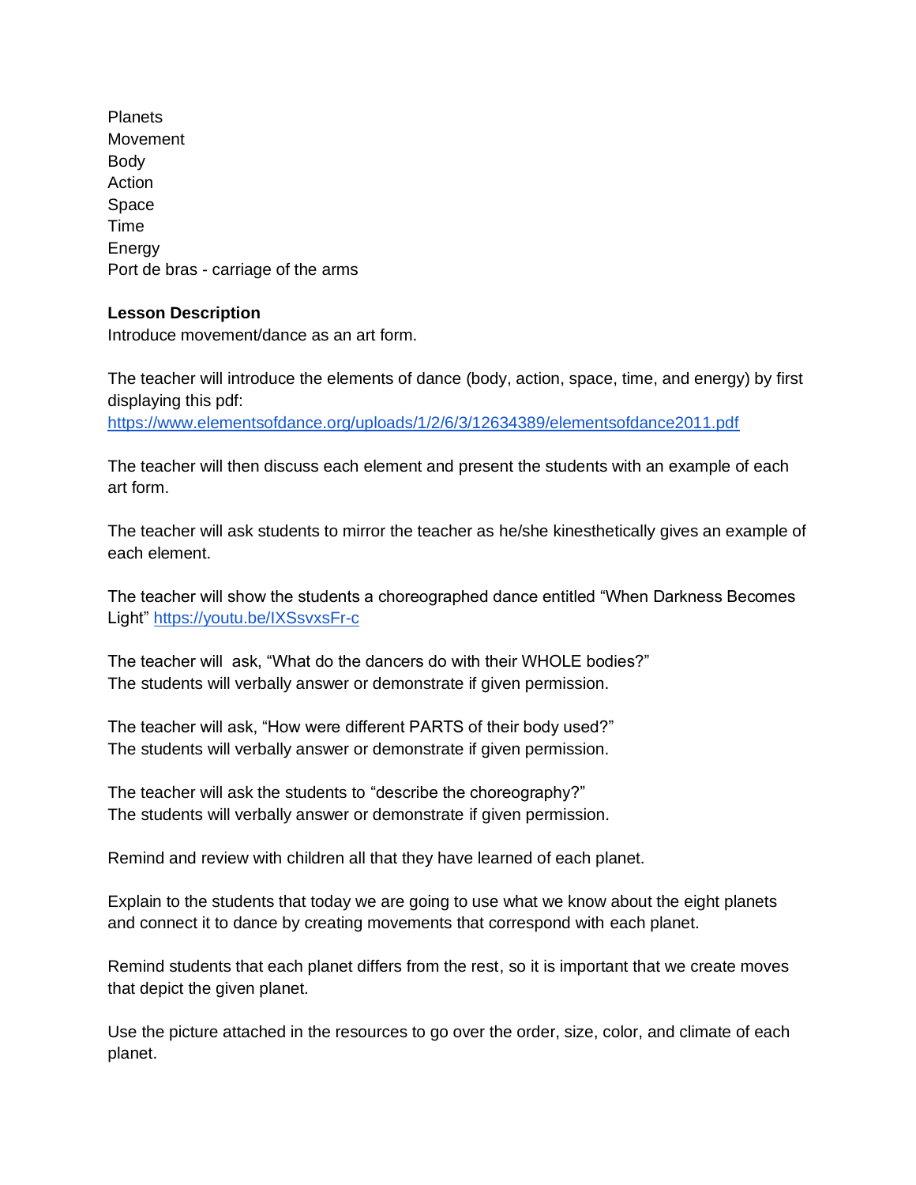Planets
Movement
Body
Action
Space
Time
Energy
Port de bras - carriage of the arms

**Lesson Description**

Introduce movement/dance as an art form.

The teacher will introduce the elements of dance (body, action, space, time, and energy) by first displaying this pdf:
https://www.elementsofdance.org/uploads/1/2/6/3/12634389/elementsofdance2011.pdf

The teacher will then discuss each element and present the students with an example of each art form.

The teacher will ask students to mirror the teacher as he/she kinesthetically gives an example of each element.

The teacher will show the students a choreographed dance entitled "When Darkness Becomes Light" https://youtu.be/IXSsvxsFr-c

The teacher will ask, "What do the dancers do with their WHOLE bodies?"
The students will verbally answer or demonstrate if given permission.

The teacher will ask, "How were different PARTS of their body used?"
The students will verbally answer or demonstrate if given permission.

The teacher will ask the students to "describe the choreography?"
The students will verbally answer or demonstrate if given permission.

Remind and review with children all that they have learned of each planet.

Explain to the students that today we are going to use what we know about the eight planets and connect it to dance by creating movements that correspond with each planet.

Remind students that each planet differs from the rest, so it is important that we create moves that depict the given planet.

Use the picture attached in the resources to go over the order, size, color, and climate of each planet.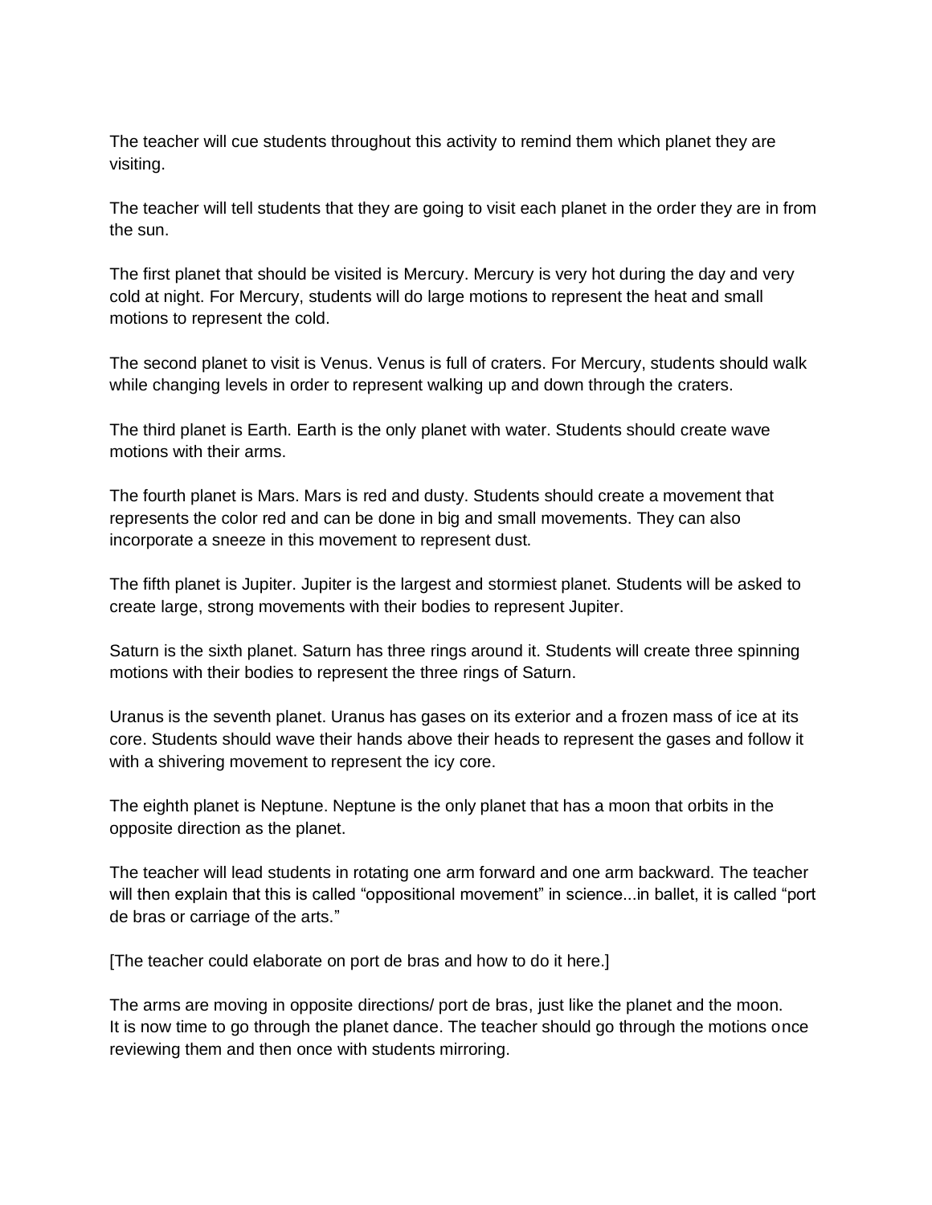The teacher will cue students throughout this activity to remind them which planet they are visiting.

The teacher will tell students that they are going to visit each planet in the order they are in from the sun.

The first planet that should be visited is Mercury. Mercury is very hot during the day and very cold at night. For Mercury, students will do large motions to represent the heat and small motions to represent the cold.

The second planet to visit is Venus. Venus is full of craters. For Mercury, students should walk while changing levels in order to represent walking up and down through the craters.

The third planet is Earth. Earth is the only planet with water. Students should create wave motions with their arms.

The fourth planet is Mars. Mars is red and dusty. Students should create a movement that represents the color red and can be done in big and small movements. They can also incorporate a sneeze in this movement to represent dust.

The fifth planet is Jupiter. Jupiter is the largest and stormiest planet. Students will be asked to create large, strong movements with their bodies to represent Jupiter.

Saturn is the sixth planet. Saturn has three rings around it. Students will create three spinning motions with their bodies to represent the three rings of Saturn.

Uranus is the seventh planet. Uranus has gases on its exterior and a frozen mass of ice at its core. Students should wave their hands above their heads to represent the gases and follow it with a shivering movement to represent the icy core.

The eighth planet is Neptune. Neptune is the only planet that has a moon that orbits in the opposite direction as the planet.

The teacher will lead students in rotating one arm forward and one arm backward. The teacher will then explain that this is called "oppositional movement" in science...in ballet, it is called "port de bras or carriage of the arts."

[The teacher could elaborate on port de bras and how to do it here.]

The arms are moving in opposite directions/ port de bras, just like the planet and the moon.
It is now time to go through the planet dance. The teacher should go through the motions once reviewing them and then once with students mirroring.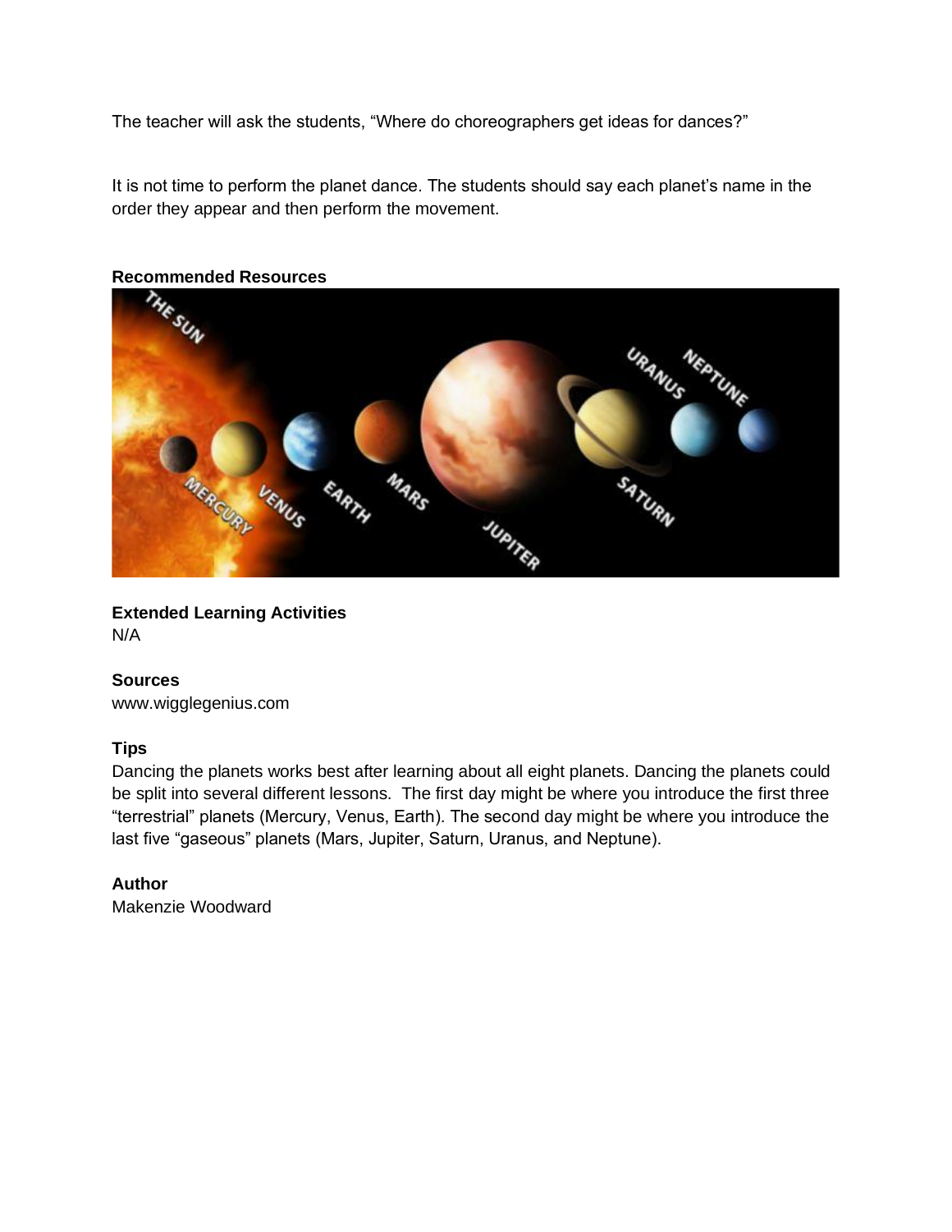The teacher will ask the students, "Where do choreographers get ideas for dances?"

It is not time to perform the planet dance. The students should say each planet's name in the order they appear and then perform the movement.

**Recommended Resources**

**Extended Learning Activities**

N/A

**Sources**

www.wigglegenius.com

**Tips**

Dancing the planets works best after learning about all eight planets. Dancing the planets could be split into several different lessons. The first day might be where you introduce the first three "terrestrial" planets (Mercury, Venus, Earth). The second day might be where you introduce the last five "gaseous" planets (Mars, Jupiter, Saturn, Uranus, and Neptune).

**Author**

Makenzie Woodward